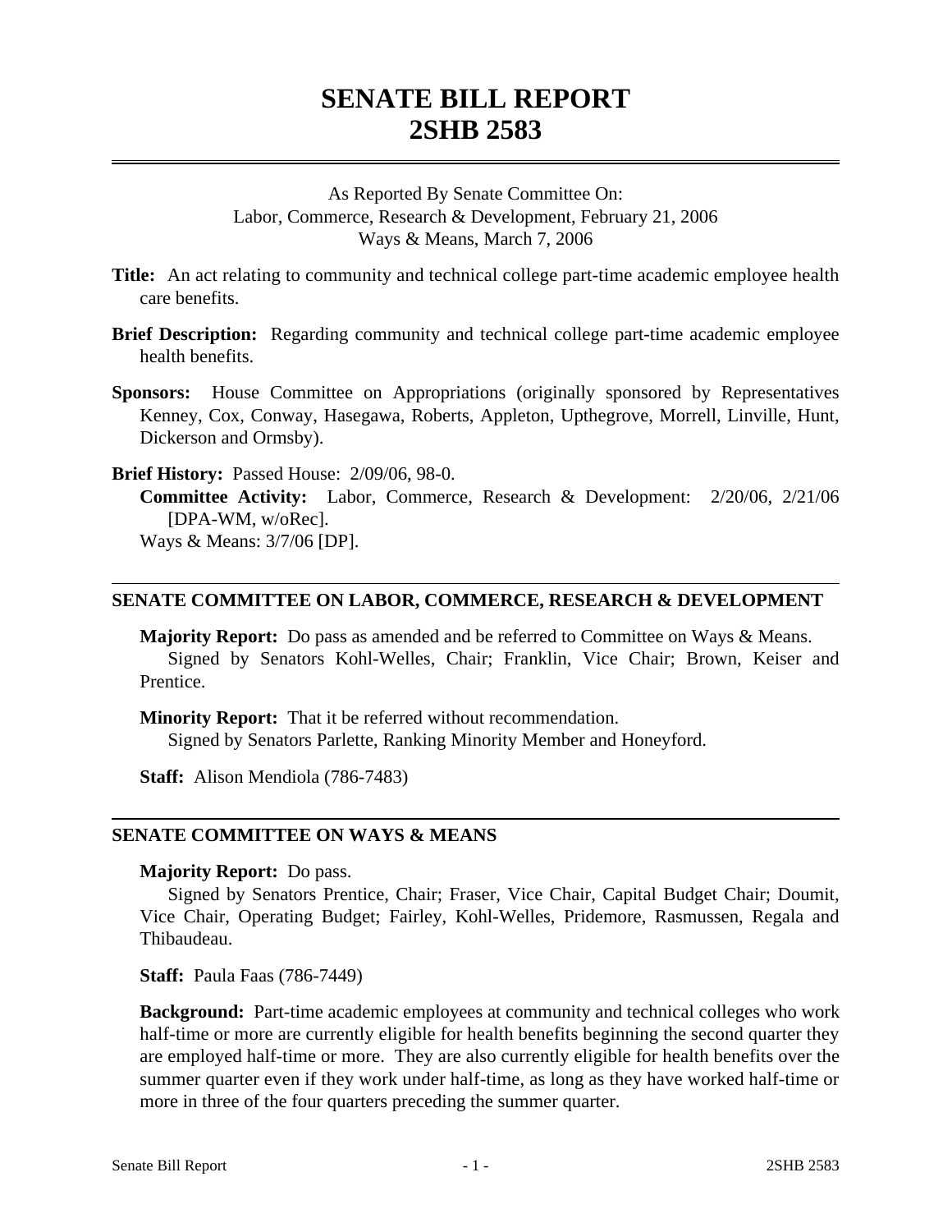# SENATE BILL REPORT
# 2SHB 2583

As Reported By Senate Committee On:
Labor, Commerce, Research & Development, February 21, 2006
Ways & Means, March 7, 2006

**Title:** An act relating to community and technical college part-time academic employee health care benefits.

**Brief Description:** Regarding community and technical college part-time academic employee health benefits.

**Sponsors:** House Committee on Appropriations (originally sponsored by Representatives Kenney, Cox, Conway, Hasegawa, Roberts, Appleton, Upthegrove, Morrell, Linville, Hunt, Dickerson and Ormsby).

**Brief History:** Passed House: 2/09/06, 98-0.
**Committee Activity:** Labor, Commerce, Research & Development: 2/20/06, 2/21/06 [DPA-WM, w/oRec].
Ways & Means: 3/7/06 [DP].

## SENATE COMMITTEE ON LABOR, COMMERCE, RESEARCH & DEVELOPMENT

**Majority Report:** Do pass as amended and be referred to Committee on Ways & Means.
Signed by Senators Kohl-Welles, Chair; Franklin, Vice Chair; Brown, Keiser and Prentice.

**Minority Report:** That it be referred without recommendation.
Signed by Senators Parlette, Ranking Minority Member and Honeyford.

**Staff:** Alison Mendiola (786-7483)

## SENATE COMMITTEE ON WAYS & MEANS

**Majority Report:** Do pass.
Signed by Senators Prentice, Chair; Fraser, Vice Chair, Capital Budget Chair; Doumit, Vice Chair, Operating Budget; Fairley, Kohl-Welles, Pridemore, Rasmussen, Regala and Thibaudeau.

**Staff:** Paula Faas (786-7449)

**Background:** Part-time academic employees at community and technical colleges who work half-time or more are currently eligible for health benefits beginning the second quarter they are employed half-time or more. They are also currently eligible for health benefits over the summer quarter even if they work under half-time, as long as they have worked half-time or more in three of the four quarters preceding the summer quarter.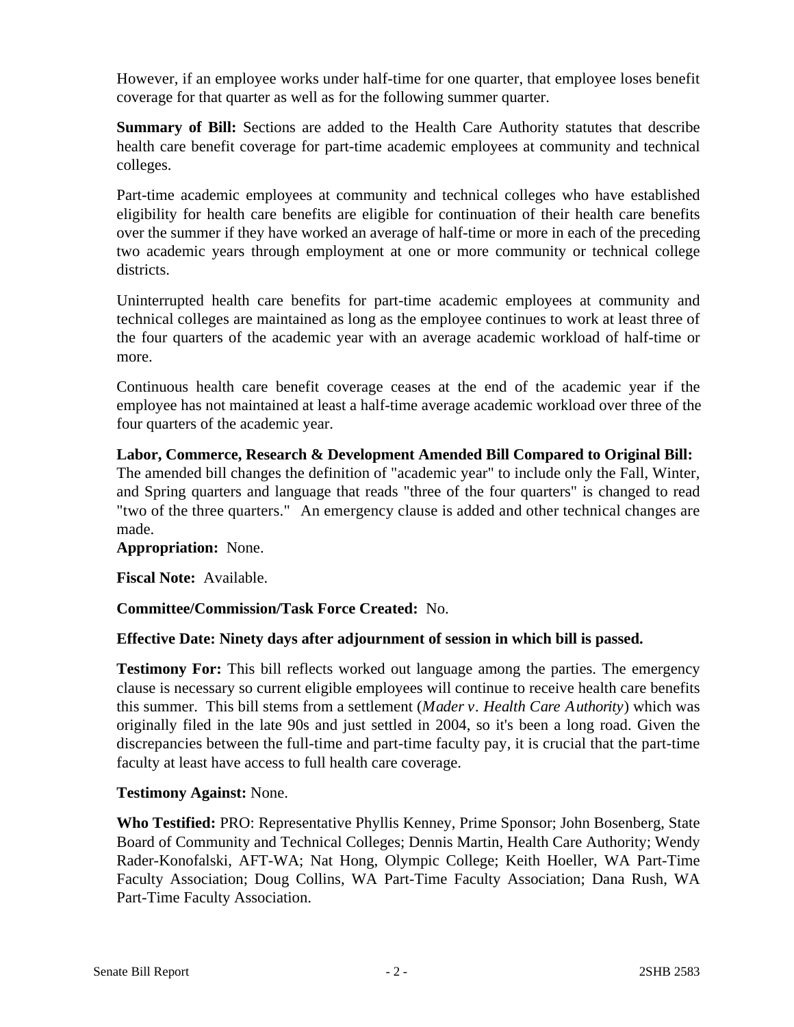However, if an employee works under half-time for one quarter, that employee loses benefit coverage for that quarter as well as for the following summer quarter.

**Summary of Bill:** Sections are added to the Health Care Authority statutes that describe health care benefit coverage for part-time academic employees at community and technical colleges.

Part-time academic employees at community and technical colleges who have established eligibility for health care benefits are eligible for continuation of their health care benefits over the summer if they have worked an average of half-time or more in each of the preceding two academic years through employment at one or more community or technical college districts.

Uninterrupted health care benefits for part-time academic employees at community and technical colleges are maintained as long as the employee continues to work at least three of the four quarters of the academic year with an average academic workload of half-time or more.

Continuous health care benefit coverage ceases at the end of the academic year if the employee has not maintained at least a half-time average academic workload over three of the four quarters of the academic year.

**Labor, Commerce, Research & Development Amended Bill Compared to Original Bill:** The amended bill changes the definition of "academic year" to include only the Fall, Winter, and Spring quarters and language that reads "three of the four quarters" is changed to read "two of the three quarters." An emergency clause is added and other technical changes are made.

**Appropriation:** None.

**Fiscal Note:** Available.

**Committee/Commission/Task Force Created:** No.

**Effective Date: Ninety days after adjournment of session in which bill is passed.**

**Testimony For:** This bill reflects worked out language among the parties. The emergency clause is necessary so current eligible employees will continue to receive health care benefits this summer. This bill stems from a settlement (*Mader v. Health Care Authority*) which was originally filed in the late 90s and just settled in 2004, so it's been a long road. Given the discrepancies between the full-time and part-time faculty pay, it is crucial that the part-time faculty at least have access to full health care coverage.

**Testimony Against:** None.

**Who Testified:** PRO: Representative Phyllis Kenney, Prime Sponsor; John Bosenberg, State Board of Community and Technical Colleges; Dennis Martin, Health Care Authority; Wendy Rader-Konofalski, AFT-WA; Nat Hong, Olympic College; Keith Hoeller, WA Part-Time Faculty Association; Doug Collins, WA Part-Time Faculty Association; Dana Rush, WA Part-Time Faculty Association.